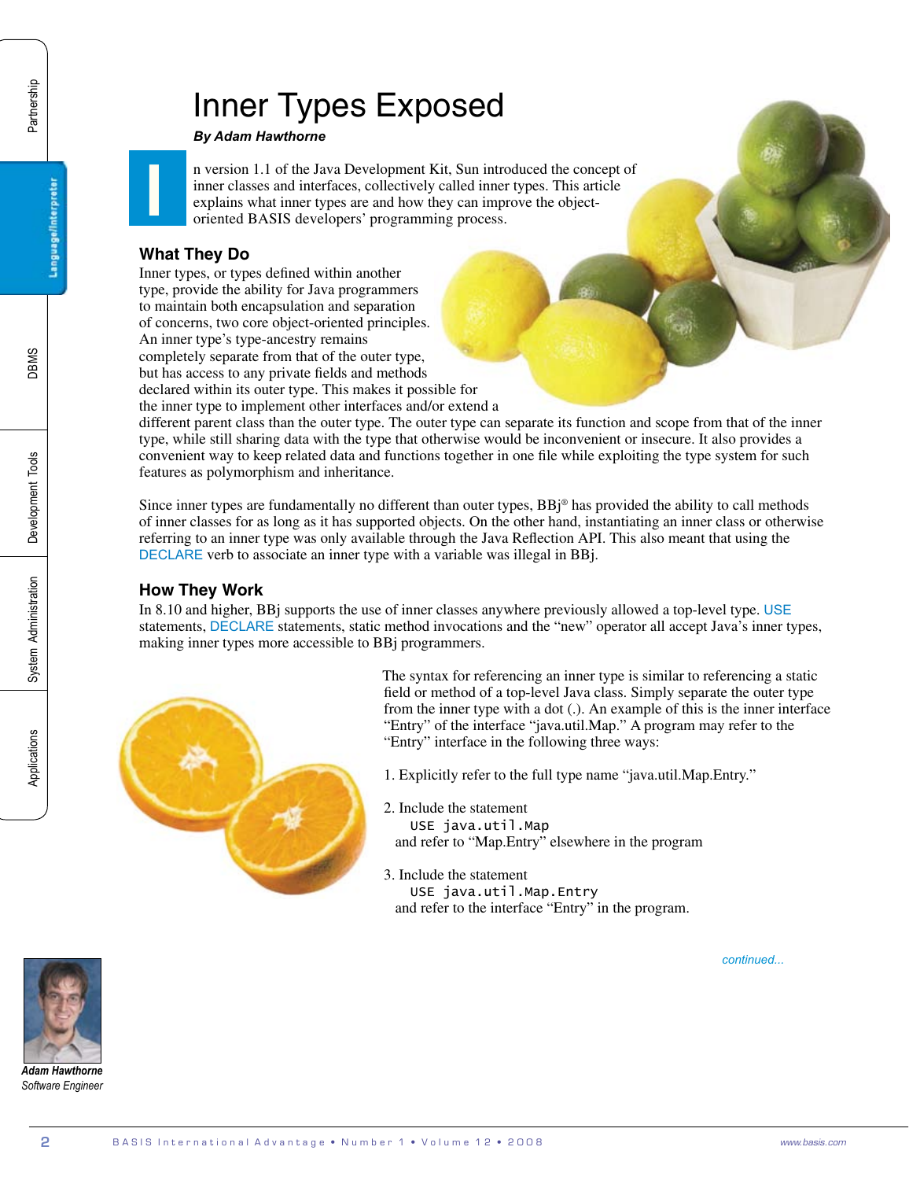# Inner Types Exposed

***By Adam Hawthorne***

In version 1.1 of the Java Development Kit, Sun introduced the concept of inner classes and interfaces, collectively called inner types. This article explains what inner types are and how they can improve the object-oriented BASIS developers' programming process.

## What They Do

Inner types, or types defined within another type, provide the ability for Java programmers to maintain both encapsulation and separation of concerns, two core object-oriented principles. An inner type's type-ancestry remains completely separate from that of the outer type, but has access to any private fields and methods declared within its outer type. This makes it possible for the inner type to implement other interfaces and/or extend a different parent class than the outer type. The outer type can separate its function and scope from that of the inner type, while still sharing data with the type that otherwise would be inconvenient or insecure. It also provides a convenient way to keep related data and functions together in one file while exploiting the type system for such features as polymorphism and inheritance.

Since inner types are fundamentally no different than outer types, BBj® has provided the ability to call methods of inner classes for as long as it has supported objects. On the other hand, instantiating an inner class or otherwise referring to an inner type was only available through the Java Reflection API. This also meant that using the DECLARE verb to associate an inner type with a variable was illegal in BBj.

## How They Work

In 8.10 and higher, BBj supports the use of inner classes anywhere previously allowed a top-level type. USE statements, DECLARE statements, static method invocations and the "new" operator all accept Java's inner types, making inner types more accessible to BBj programmers.

The syntax for referencing an inner type is similar to referencing a static field or method of a top-level Java class. Simply separate the outer type from the inner type with a dot (.). An example of this is the inner interface "Entry" of the interface "java.util.Map." A program may refer to the "Entry" interface in the following three ways:

1. Explicitly refer to the full type name "java.util.Map.Entry."

2. Include the statement

   ```
   USE java.util.Map
   ```

   and refer to "Map.Entry" elsewhere in the program

3. Include the statement

   ```
   USE java.util.Map.Entry
   ```

   and refer to the interface "Entry" in the program.

*continued...*

***Adam Hawthorne***
*Software Engineer*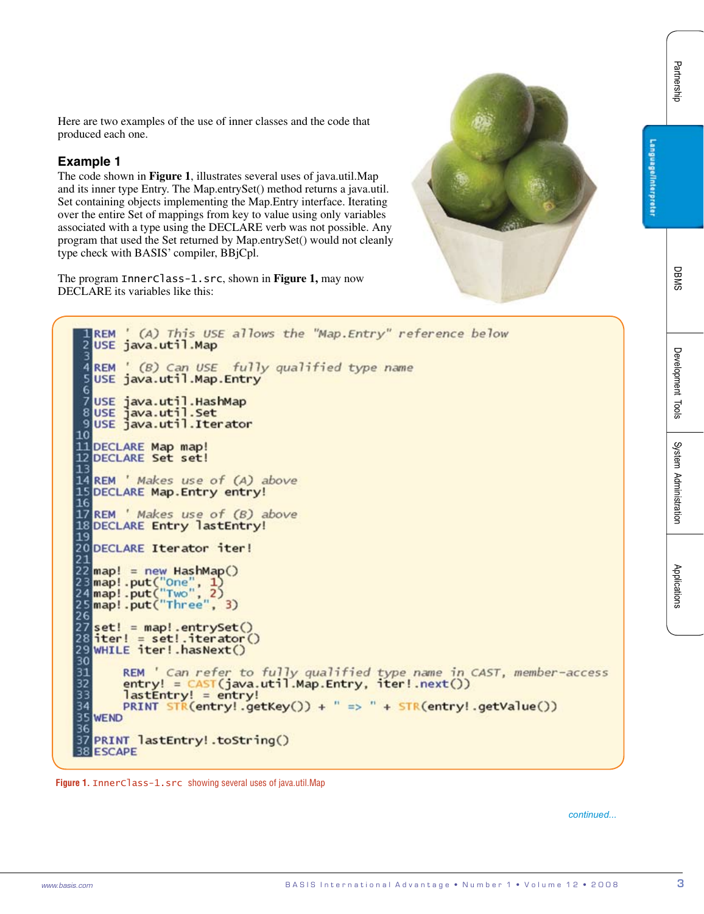Here are two examples of the use of inner classes and the code that produced each one.

### Example 1

The code shown in **Figure 1**, illustrates several uses of java.util.Map and its inner type Entry. The Map.entrySet() method returns a java.util.Set containing objects implementing the Map.Entry interface. Iterating over the entire Set of mappings from key to value using only variables associated with a type using the DECLARE verb was not possible. Any program that used the Set returned by Map.entrySet() would not cleanly type check with BASIS' compiler, BBjCpl.

The program `InnerClass-1.src`, shown in **Figure 1,** may now DECLARE its variables like this:

```
 1 REM ' (A) This USE allows the "Map.Entry" reference below
 2 USE java.util.Map
 3
 4 REM ' (B) Can USE  fully qualified type name
 5 USE java.util.Map.Entry
 6
 7 USE java.util.HashMap
 8 USE java.util.Set
 9 USE java.util.Iterator
10
11 DECLARE Map map!
12 DECLARE Set set!
13
14 REM ' Makes use of (A) above
15 DECLARE Map.Entry entry!
16
17 REM ' Makes use of (B) above
18 DECLARE Entry lastEntry!
19
20 DECLARE Iterator iter!
21
22 map! = new HashMap()
23 map!.put("One", 1)
24 map!.put("Two", 2)
25 map!.put("Three", 3)
26
27 set! = map!.entrySet()
28 iter! = set!.iterator()
29 WHILE iter!.hasNext()
30
31     REM ' Can refer to fully qualified type name in CAST, member-access
32     entry! = CAST(java.util.Map.Entry, iter!.next())
33     lastEntry! = entry!
34     PRINT STR(entry!.getKey()) + " => " + STR(entry!.getValue())
35 WEND
36
37 PRINT lastEntry!.toString()
38 ESCAPE
```

**Figure 1.** `InnerClass-1.src` showing several uses of java.util.Map

*continued...*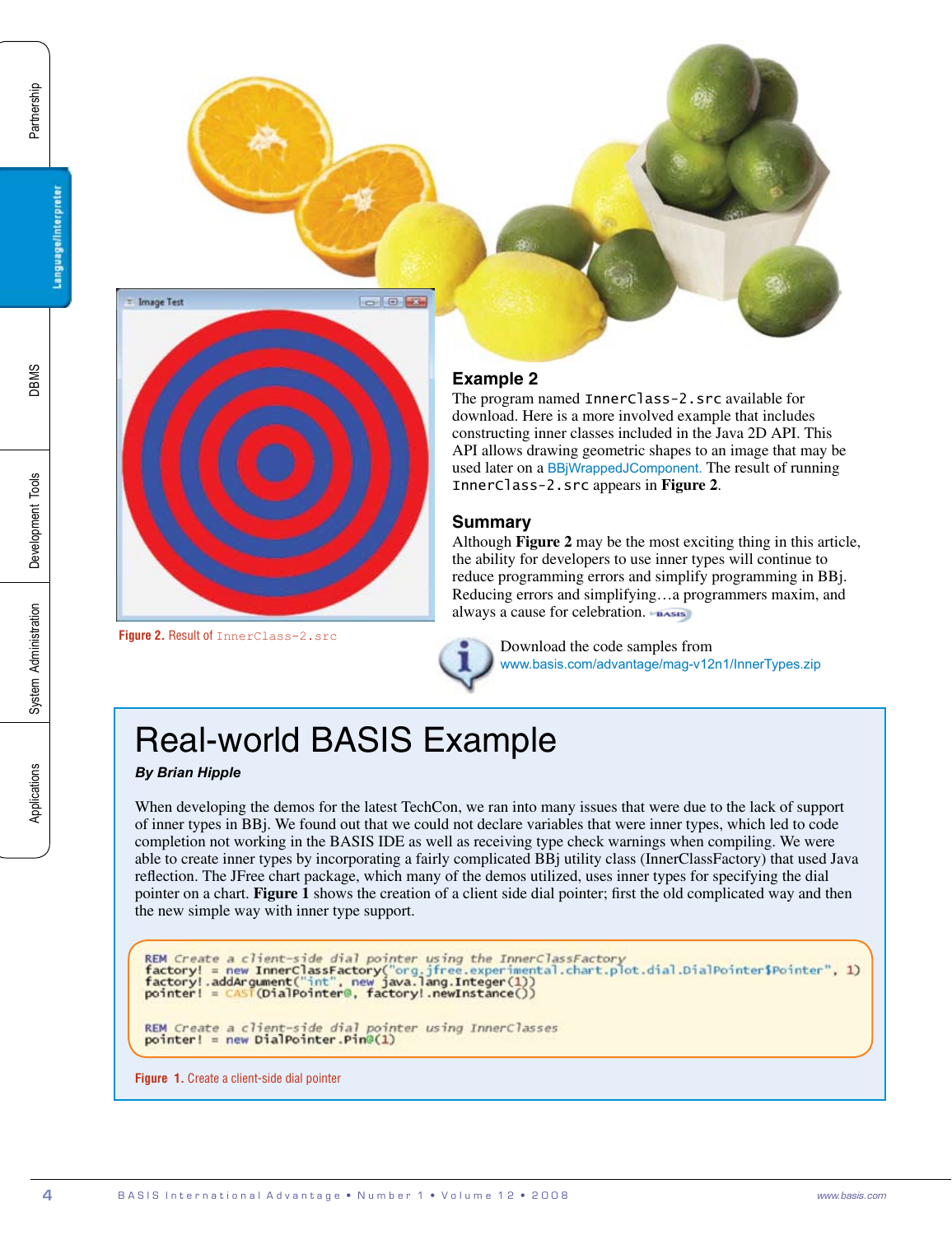Figure 2. Result of InnerClass-2.src

## Example 2

The program named InnerClass-2.src available for download. Here is a more involved example that includes constructing inner classes included in the Java 2D API. This API allows drawing geometric shapes to an image that may be used later on a BBjWrappedJComponent. The result of running InnerClass-2.src appears in **Figure 2**.

## Summary

Although **Figure 2** may be the most exciting thing in this article, the ability for developers to use inner types will continue to reduce programming errors and simplify programming in BBj. Reducing errors and simplifying…a programmers maxim, and always a cause for celebration.

Download the code samples from
www.basis.com/advantage/mag-v12n1/InnerTypes.zip

# Real-world BASIS Example

***By Brian Hipple***

When developing the demos for the latest TechCon, we ran into many issues that were due to the lack of support of inner types in BBj. We found out that we could not declare variables that were inner types, which led to code completion not working in the BASIS IDE as well as receiving type check warnings when compiling. We were able to create inner types by incorporating a fairly complicated BBj utility class (InnerClassFactory) that used Java reflection. The JFree chart package, which many of the demos utilized, uses inner types for specifying the dial pointer on a chart. **Figure 1** shows the creation of a client side dial pointer; first the old complicated way and then the new simple way with inner type support.

```
REM Create a client-side dial pointer using the InnerClassFactory
factory! = new InnerClassFactory("org.jfree.experimental.chart.plot.dial.DialPointer$Pointer", 1)
factory!.addArgument("int", new java.lang.Integer(1))
pointer! = CAST(DialPointer@, factory!.newInstance())

REM Create a client-side dial pointer using InnerClasses
pointer! = new DialPointer.Pin@(1)
```

Figure 1. Create a client-side dial pointer